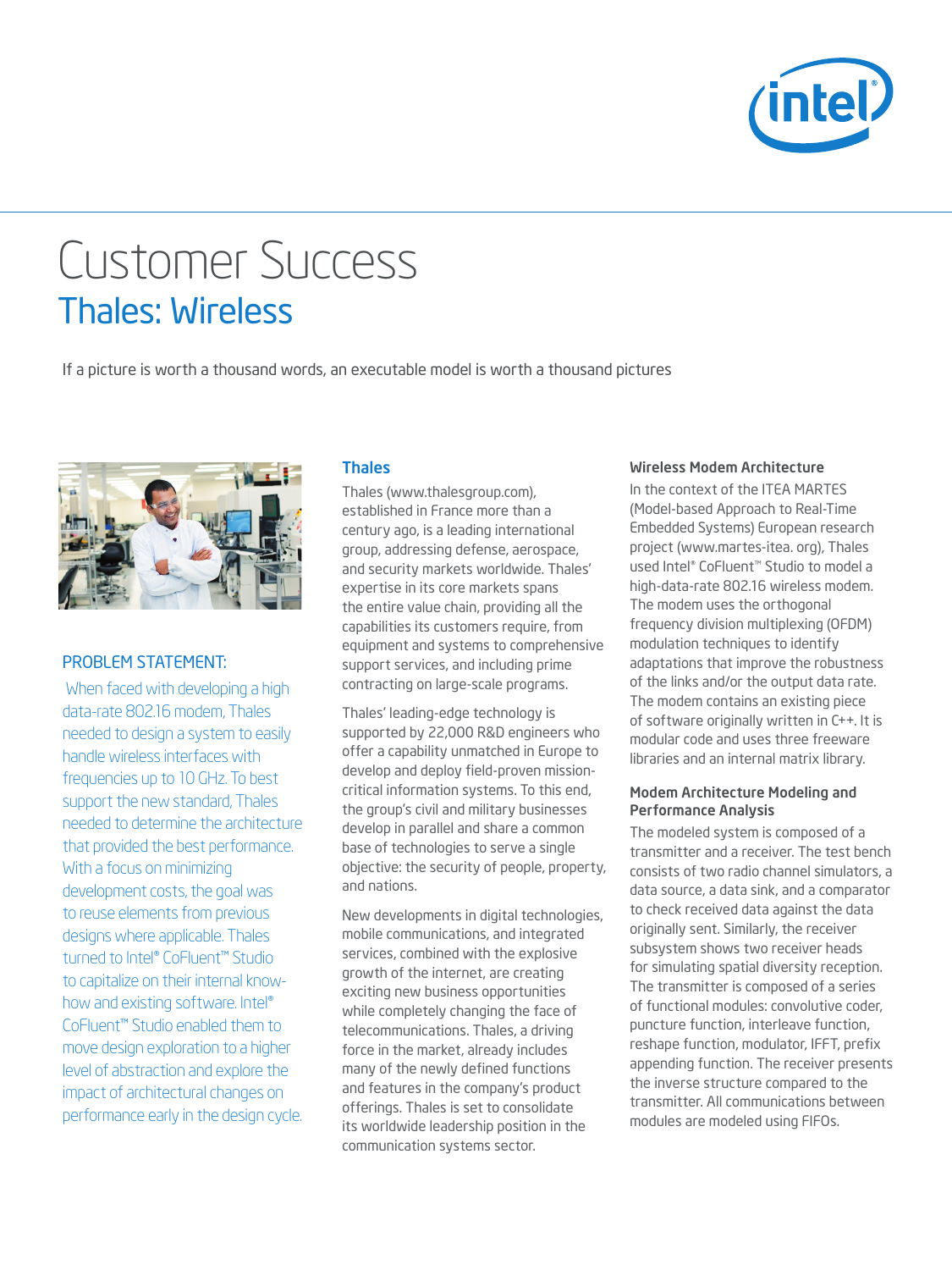# Customer Success

## Thales: Wireless

If a picture is worth a thousand words, an executable model is worth a thousand pictures

### PROBLEM STATEMENT:

When faced with developing a high data-rate 802.16 modem, Thales needed to design a system to easily handle wireless interfaces with frequencies up to 10 GHz. To best support the new standard, Thales needed to determine the architecture that provided the best performance. With a focus on minimizing development costs, the goal was to reuse elements from previous designs where applicable. Thales turned to Intel® CoFluent™ Studio to capitalize on their internal know-how and existing software. Intel® CoFluent™ Studio enabled them to move design exploration to a higher level of abstraction and explore the impact of architectural changes on performance early in the design cycle.

### Thales

Thales (www.thalesgroup.com), established in France more than a century ago, is a leading international group, addressing defense, aerospace, and security markets worldwide. Thales' expertise in its core markets spans the entire value chain, providing all the capabilities its customers require, from equipment and systems to comprehensive support services, and including prime contracting on large-scale programs.

Thales' leading-edge technology is supported by 22,000 R&D engineers who offer a capability unmatched in Europe to develop and deploy field-proven mission-critical information systems. To this end, the group's civil and military businesses develop in parallel and share a common base of technologies to serve a single objective: the security of people, property, and nations.

New developments in digital technologies, mobile communications, and integrated services, combined with the explosive growth of the internet, are creating exciting new business opportunities while completely changing the face of telecommunications. Thales, a driving force in the market, already includes many of the newly defined functions and features in the company's product offerings. Thales is set to consolidate its worldwide leadership position in the communication systems sector.

### Wireless Modem Architecture

In the context of the ITEA MARTES (Model-based Approach to Real-Time Embedded Systems) European research project (www.martes-itea. org), Thales used Intel® CoFluent™ Studio to model a high-data-rate 802.16 wireless modem. The modem uses the orthogonal frequency division multiplexing (OFDM) modulation techniques to identify adaptations that improve the robustness of the links and/or the output data rate. The modem contains an existing piece of software originally written in C++. It is modular code and uses three freeware libraries and an internal matrix library.

### Modem Architecture Modeling and Performance Analysis

The modeled system is composed of a transmitter and a receiver. The test bench consists of two radio channel simulators, a data source, a data sink, and a comparator to check received data against the data originally sent. Similarly, the receiver subsystem shows two receiver heads for simulating spatial diversity reception. The transmitter is composed of a series of functional modules: convolutive coder, puncture function, interleave function, reshape function, modulator, IFFT, prefix appending function. The receiver presents the inverse structure compared to the transmitter. All communications between modules are modeled using FIFOs.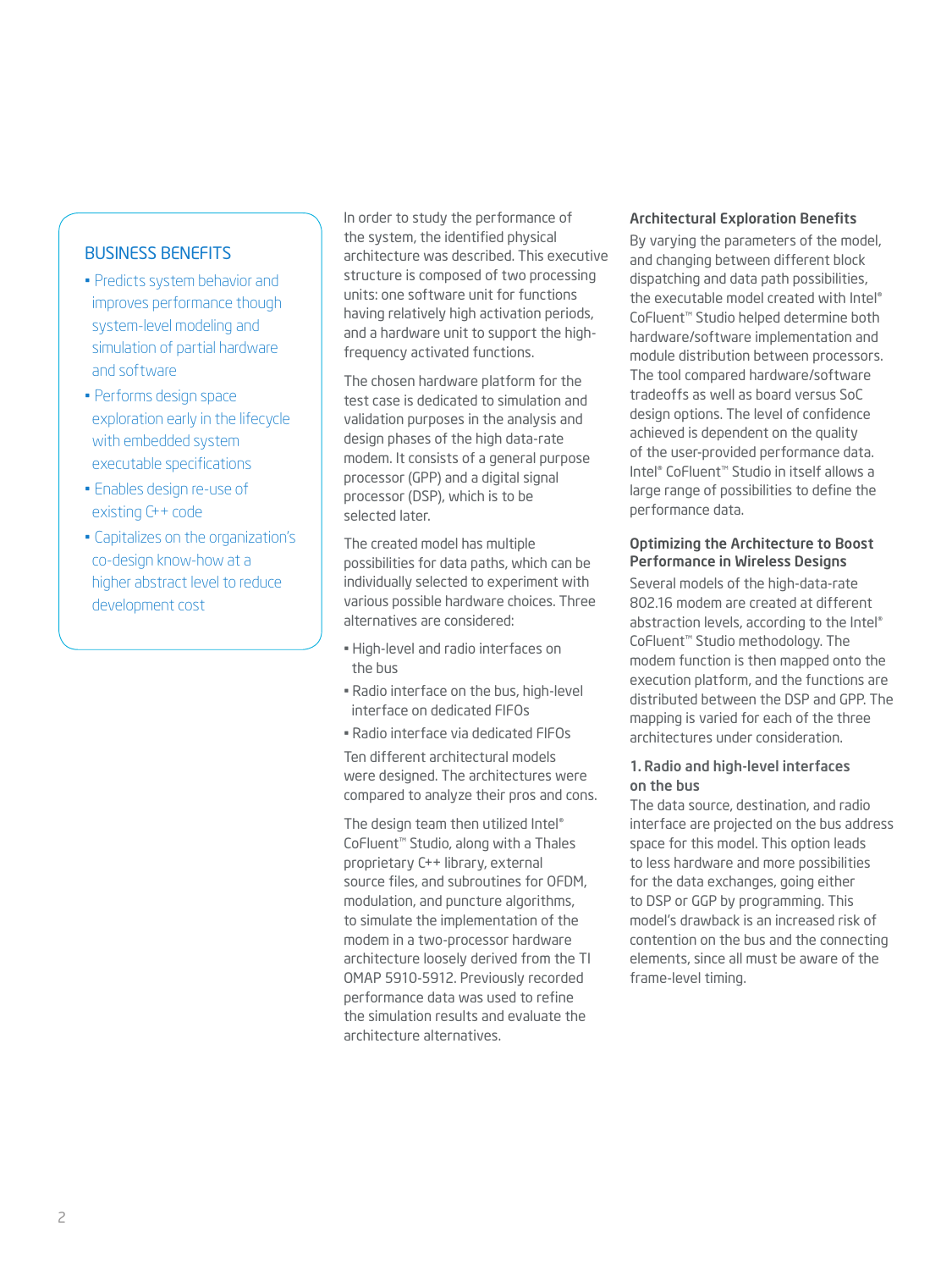## BUSINESS BENEFITS

- Predicts system behavior and improves performance though system-level modeling and simulation of partial hardware and software
- Performs design space exploration early in the lifecycle with embedded system executable specifications
- Enables design re-use of existing C++ code
- Capitalizes on the organization's co-design know-how at a higher abstract level to reduce development cost

In order to study the performance of the system, the identified physical architecture was described. This executive structure is composed of two processing units: one software unit for functions having relatively high activation periods, and a hardware unit to support the high-frequency activated functions.

The chosen hardware platform for the test case is dedicated to simulation and validation purposes in the analysis and design phases of the high data-rate modem. It consists of a general purpose processor (GPP) and a digital signal processor (DSP), which is to be selected later.

The created model has multiple possibilities for data paths, which can be individually selected to experiment with various possible hardware choices. Three alternatives are considered:

- High-level and radio interfaces on the bus
- Radio interface on the bus, high-level interface on dedicated FIFOs
- Radio interface via dedicated FIFOs

Ten different architectural models were designed. The architectures were compared to analyze their pros and cons.

The design team then utilized Intel® CoFluent™ Studio, along with a Thales proprietary C++ library, external source files, and subroutines for OFDM, modulation, and puncture algorithms, to simulate the implementation of the modem in a two-processor hardware architecture loosely derived from the TI OMAP 5910-5912. Previously recorded performance data was used to refine the simulation results and evaluate the architecture alternatives.

### Architectural Exploration Benefits

By varying the parameters of the model, and changing between different block dispatching and data path possibilities, the executable model created with Intel® CoFluent™ Studio helped determine both hardware/software implementation and module distribution between processors. The tool compared hardware/software tradeoffs as well as board versus SoC design options. The level of confidence achieved is dependent on the quality of the user-provided performance data. Intel® CoFluent™ Studio in itself allows a large range of possibilities to define the performance data.

### Optimizing the Architecture to Boost Performance in Wireless Designs

Several models of the high-data-rate 802.16 modem are created at different abstraction levels, according to the Intel® CoFluent™ Studio methodology. The modem function is then mapped onto the execution platform, and the functions are distributed between the DSP and GPP. The mapping is varied for each of the three architectures under consideration.

### 1. Radio and high-level interfaces on the bus

The data source, destination, and radio interface are projected on the bus address space for this model. This option leads to less hardware and more possibilities for the data exchanges, going either to DSP or GGP by programming. This model's drawback is an increased risk of contention on the bus and the connecting elements, since all must be aware of the frame-level timing.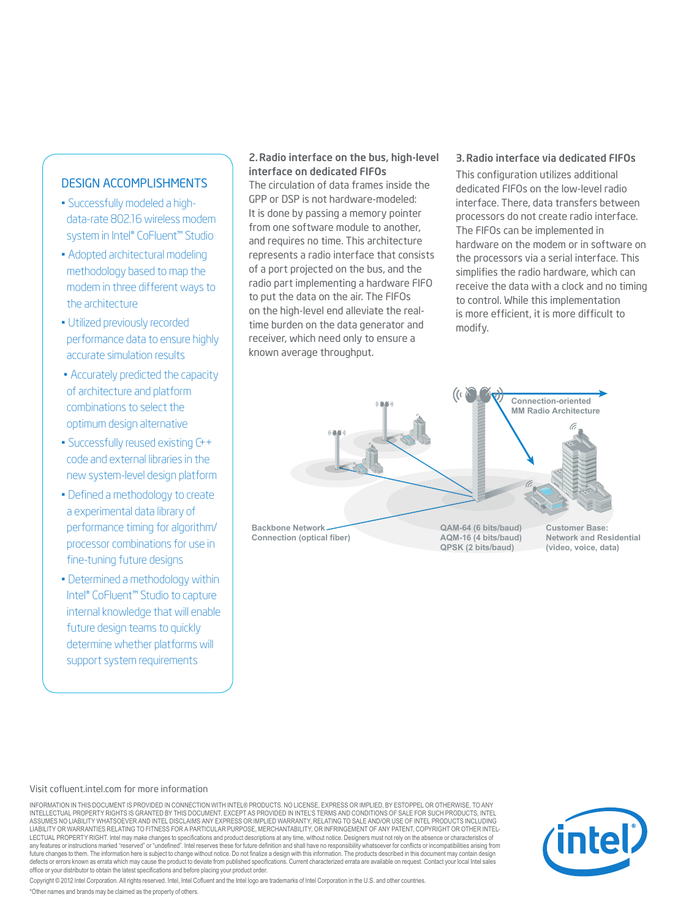## DESIGN ACCOMPLISHMENTS

- Successfully modeled a high-data-rate 802.16 wireless modem system in Intel® CoFluent™ Studio
- Adopted architectural modeling methodology based to map the modem in three different ways to the architecture
- Utilized previously recorded performance data to ensure highly accurate simulation results
- Accurately predicted the capacity of architecture and platform combinations to select the optimum design alternative
- Successfully reused existing C++ code and external libraries in the new system-level design platform
- Defined a methodology to create a experimental data library of performance timing for algorithm/processor combinations for use in fine-tuning future designs
- Determined a methodology within Intel® CoFluent™ Studio to capture internal knowledge that will enable future design teams to quickly determine whether platforms will support system requirements

### 2. Radio interface on the bus, high-level interface on dedicated FIFOs

The circulation of data frames inside the GPP or DSP is not hardware-modeled: It is done by passing a memory pointer from one software module to another, and requires no time. This architecture represents a radio interface that consists of a port projected on the bus, and the radio part implementing a hardware FIFO to put the data on the air. The FIFOs on the high-level end alleviate the real-time burden on the data generator and receiver, which need only to ensure a known average throughput.

### 3. Radio interface via dedicated FIFOs

This configuration utilizes additional dedicated FIFOs on the low-level radio interface. There, data transfers between processors do not create radio interface. The FIFOs can be implemented in hardware on the modem or in software on the processors via a serial interface. This simplifies the radio hardware, which can receive the data with a clock and no timing to control. While this implementation is more efficient, it is more difficult to modify.

Connection-oriented MM Radio Architecture

Backbone Network Connection (optical fiber)

QAM-64 (6 bits/baud)
AQM-16 (4 bits/baud)
QPSK (2 bits/baud)

Customer Base: Network and Residential (video, voice, data)

Visit cofluent.intel.com for more information

INFORMATION IN THIS DOCUMENT IS PROVIDED IN CONNECTION WITH INTEL® PRODUCTS. NO LICENSE, EXPRESS OR IMPLIED, BY ESTOPPEL OR OTHERWISE, TO ANY INTELLECTUAL PROPERTY RIGHTS IS GRANTED BY THIS DOCUMENT. EXCEPT AS PROVIDED IN INTEL'S TERMS AND CONDITIONS OF SALE FOR SUCH PRODUCTS, INTEL ASSUMES NO LIABILITY WHATSOEVER AND INTEL DISCLAIMS ANY EXPRESS OR IMPLIED WARRANTY, RELATING TO SALE AND/OR USE OF INTEL PRODUCTS INCLUDING LIABILITY OR WARRANTIES RELATING TO FITNESS FOR A PARTICULAR PURPOSE, MERCHANTABILITY, OR INFRINGEMENT OF ANY PATENT, COPYRIGHT OR OTHER INTELLECTUAL PROPERTY RIGHT. Intel may make changes to specifications and product descriptions at any time, without notice. Designers must not rely on the absence or characteristics of any features or instructions marked "reserved" or "undefined". Intel reserves these for future definition and shall have no responsibility whatsoever for conflicts or incompatibilities arising from future changes to them. The information here is subject to change without notice. Do not finalize a design with this information. The products described in this document may contain design defects or errors known as errata which may cause the product to deviate from published specifications. Current characterized errata are available on request. Contact your local Intel sales office or your distributor to obtain the latest specifications and before placing your product order.

Copyright © 2012 Intel Corporation. All rights reserved. Intel, Intel Cofluent and the Intel logo are trademarks of Intel Corporation in the U.S. and other countries.

*Other names and brands may be claimed as the property of others.